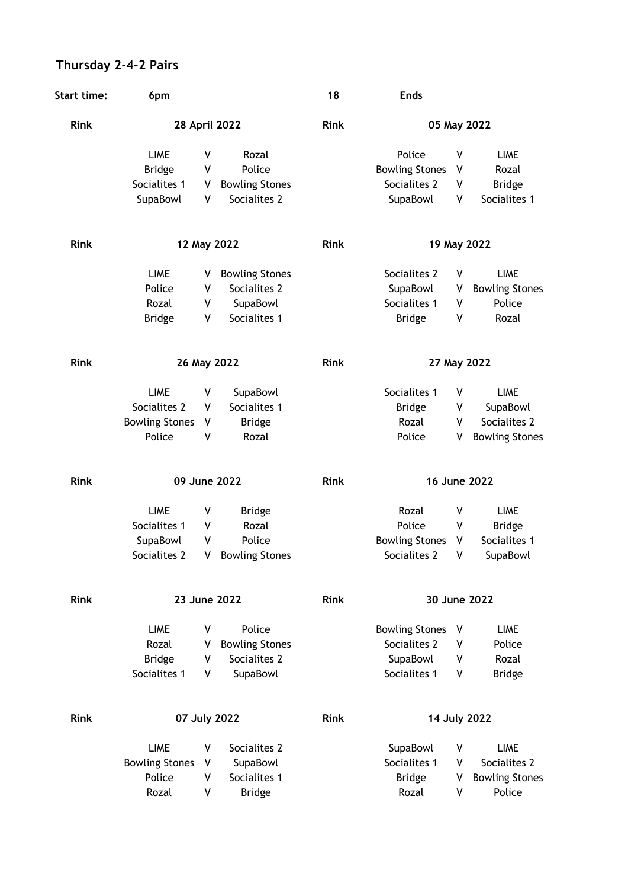# Thursday 2-4-2 Pairs

| Start time: | 6pm | | | 18 | Ends | | |
|---|---|---|---|---|---|---|---|
| **Rink** | **28 April 2022** | | | **Rink** | **05 May 2022** | | |
| | LIME | V | Rozal | | Police | V | LIME |
| | Bridge | V | Police | | Bowling Stones | V | Rozal |
| | Socialites 1 | V | Bowling Stones | | Socialites 2 | V | Bridge |
| | SupaBowl | V | Socialites 2 | | SupaBowl | V | Socialites 1 |
| **Rink** | **12 May 2022** | | | **Rink** | **19 May 2022** | | |
| | LIME | V | Bowling Stones | | Socialites 2 | V | LIME |
| | Police | V | Socialites 2 | | SupaBowl | V | Bowling Stones |
| | Rozal | V | SupaBowl | | Socialites 1 | V | Police |
| | Bridge | V | Socialites 1 | | Bridge | V | Rozal |
| **Rink** | **26 May 2022** | | | **Rink** | **27 May 2022** | | |
| | LIME | V | SupaBowl | | Socialites 1 | V | LIME |
| | Socialites 2 | V | Socialites 1 | | Bridge | V | SupaBowl |
| | Bowling Stones | V | Bridge | | Rozal | V | Socialites 2 |
| | Police | V | Rozal | | Police | V | Bowling Stones |
| **Rink** | **09 June 2022** | | | **Rink** | **16 June 2022** | | |
| | LIME | V | Bridge | | Rozal | V | LIME |
| | Socialites 1 | V | Rozal | | Police | V | Bridge |
| | SupaBowl | V | Police | | Bowling Stones | V | Socialites 1 |
| | Socialites 2 | V | Bowling Stones | | Socialites 2 | V | SupaBowl |
| **Rink** | **23 June 2022** | | | **Rink** | **30 June 2022** | | |
| | LIME | V | Police | | Bowling Stones | V | LIME |
| | Rozal | V | Bowling Stones | | Socialites 2 | V | Police |
| | Bridge | V | Socialites 2 | | SupaBowl | V | Rozal |
| | Socialites 1 | V | SupaBowl | | Socialites 1 | V | Bridge |
| **Rink** | **07 July 2022** | | | **Rink** | **14 July 2022** | | |
| | LIME | V | Socialites 2 | | SupaBowl | V | LIME |
| | Bowling Stones | V | SupaBowl | | Socialites 1 | V | Socialites 2 |
| | Police | V | Socialites 1 | | Bridge | V | Bowling Stones |
| | Rozal | V | Bridge | | Rozal | V | Police |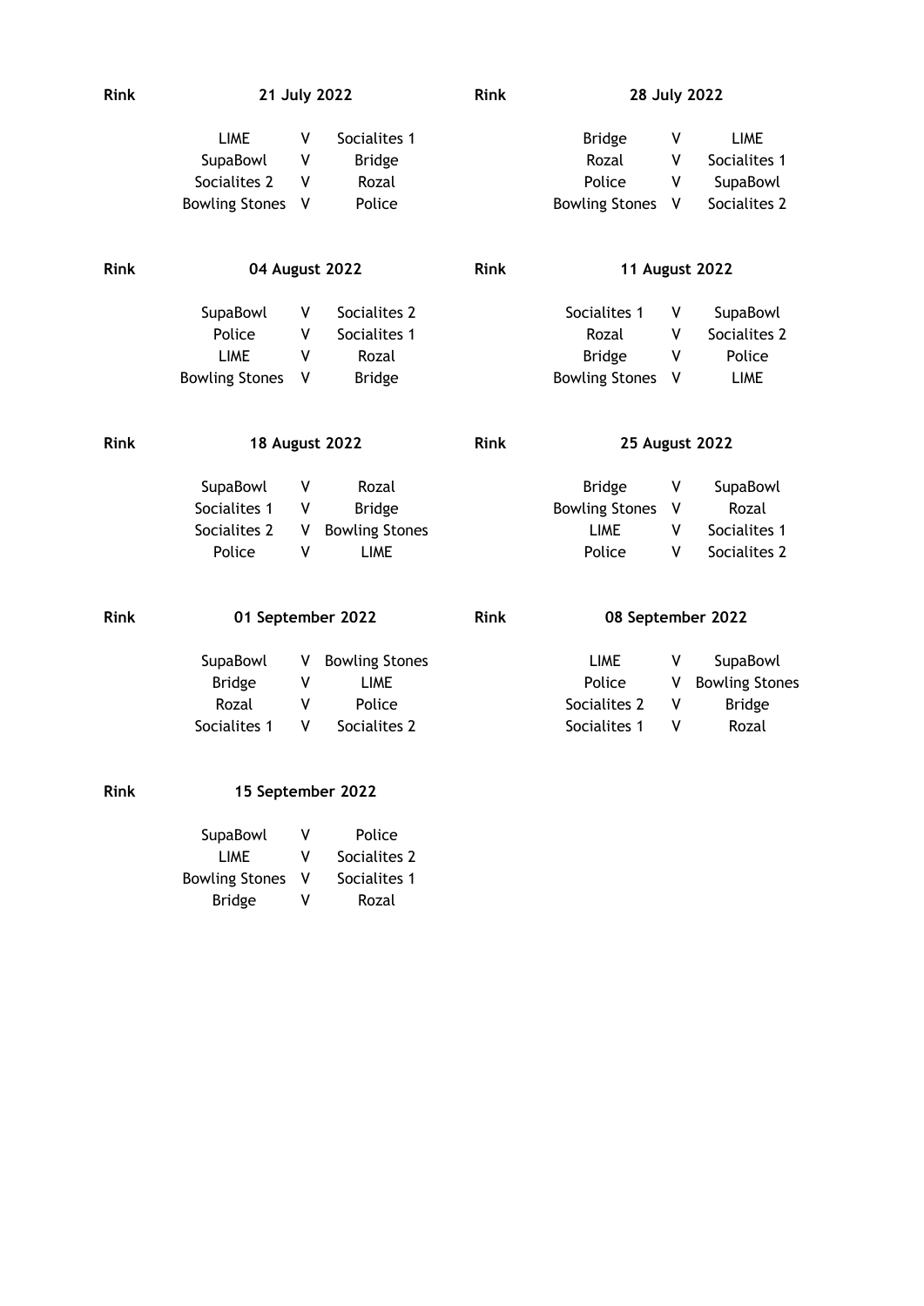| Rink | 21 July 2022 | | | Rink | 28 July 2022 | | |
|---|---|---|---|---|---|---|---|
| | LIME | V | Socialites 1 | | Bridge | V | LIME |
| | SupaBowl | V | Bridge | | Rozal | V | Socialites 1 |
| | Socialites 2 | V | Rozal | | Police | V | SupaBowl |
| | Bowling Stones | V | Police | | Bowling Stones | V | Socialites 2 |

| Rink | 04 August 2022 | | | Rink | 11 August 2022 | | |
|---|---|---|---|---|---|---|---|
| | SupaBowl | V | Socialites 2 | | Socialites 1 | V | SupaBowl |
| | Police | V | Socialites 1 | | Rozal | V | Socialites 2 |
| | LIME | V | Rozal | | Bridge | V | Police |
| | Bowling Stones | V | Bridge | | Bowling Stones | V | LIME |

| Rink | 18 August 2022 | | | Rink | 25 August 2022 | | |
|---|---|---|---|---|---|---|---|
| | SupaBowl | V | Rozal | | Bridge | V | SupaBowl |
| | Socialites 1 | V | Bridge | | Bowling Stones | V | Rozal |
| | Socialites 2 | V | Bowling Stones | | LIME | V | Socialites 1 |
| | Police | V | LIME | | Police | V | Socialites 2 |

| Rink | 01 September 2022 | | | Rink | 08 September 2022 | | |
|---|---|---|---|---|---|---|---|
| | SupaBowl | V | Bowling Stones | | LIME | V | SupaBowl |
| | Bridge | V | LIME | | Police | V | Bowling Stones |
| | Rozal | V | Police | | Socialites 2 | V | Bridge |
| | Socialites 1 | V | Socialites 2 | | Socialites 1 | V | Rozal |

| Rink | 15 September 2022 | | |
|---|---|---|---|
| | SupaBowl | V | Police |
| | LIME | V | Socialites 2 |
| | Bowling Stones | V | Socialites 1 |
| | Bridge | V | Rozal |